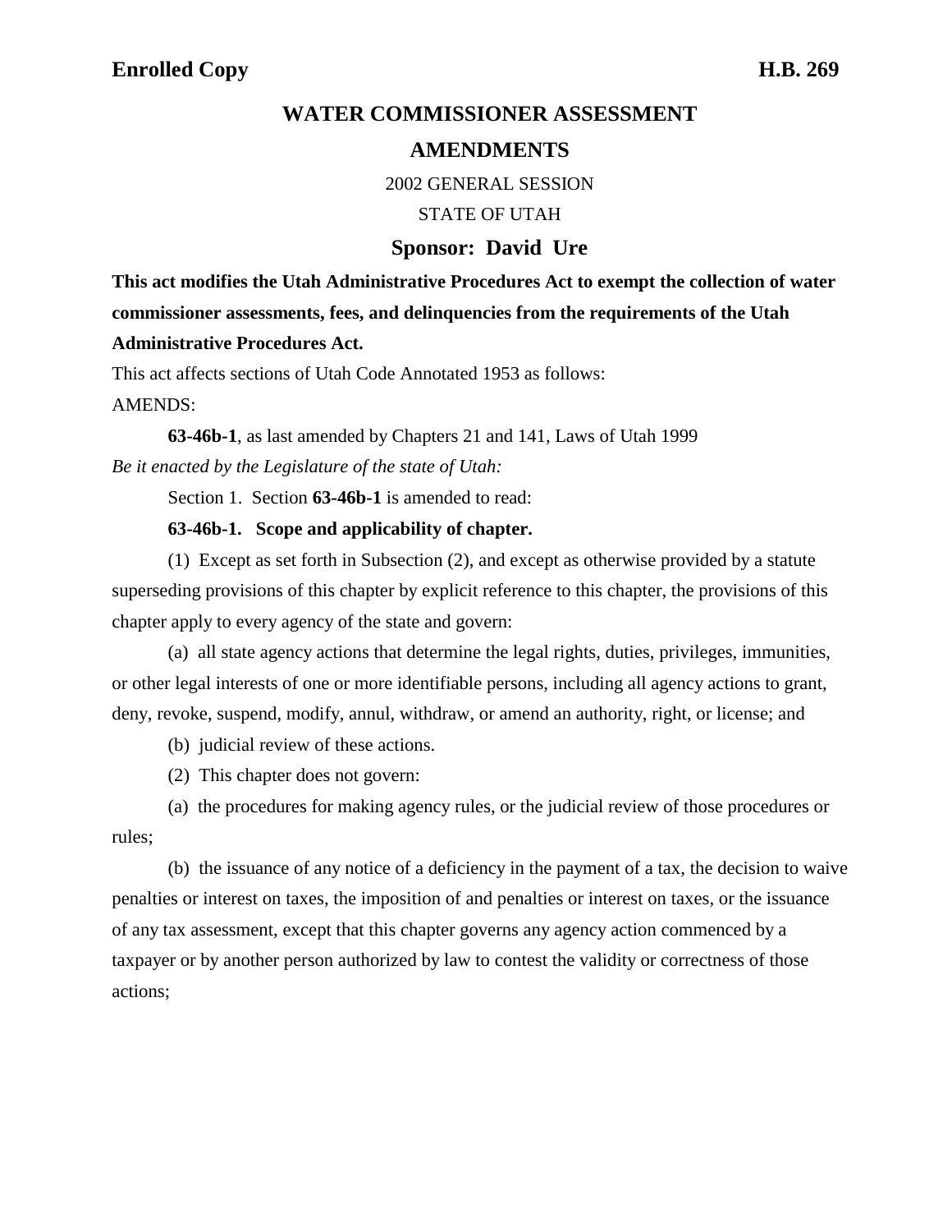**Enrolled Copy** **H.B. 269**

# WATER COMMISSIONER ASSESSMENT AMENDMENTS

2002 GENERAL SESSION

STATE OF UTAH

## Sponsor: David Ure

**This act modifies the Utah Administrative Procedures Act to exempt the collection of water commissioner assessments, fees, and delinquencies from the requirements of the Utah Administrative Procedures Act.**

This act affects sections of Utah Code Annotated 1953 as follows:

AMENDS:

**63-46b-1**, as last amended by Chapters 21 and 141, Laws of Utah 1999

*Be it enacted by the Legislature of the state of Utah:*

Section 1. Section **63-46b-1** is amended to read:

**63-46b-1. Scope and applicability of chapter.**

(1) Except as set forth in Subsection (2), and except as otherwise provided by a statute superseding provisions of this chapter by explicit reference to this chapter, the provisions of this chapter apply to every agency of the state and govern:

(a) all state agency actions that determine the legal rights, duties, privileges, immunities, or other legal interests of one or more identifiable persons, including all agency actions to grant, deny, revoke, suspend, modify, annul, withdraw, or amend an authority, right, or license; and

(b) judicial review of these actions.

(2) This chapter does not govern:

(a) the procedures for making agency rules, or the judicial review of those procedures or rules;

(b) the issuance of any notice of a deficiency in the payment of a tax, the decision to waive penalties or interest on taxes, the imposition of and penalties or interest on taxes, or the issuance of any tax assessment, except that this chapter governs any agency action commenced by a taxpayer or by another person authorized by law to contest the validity or correctness of those actions;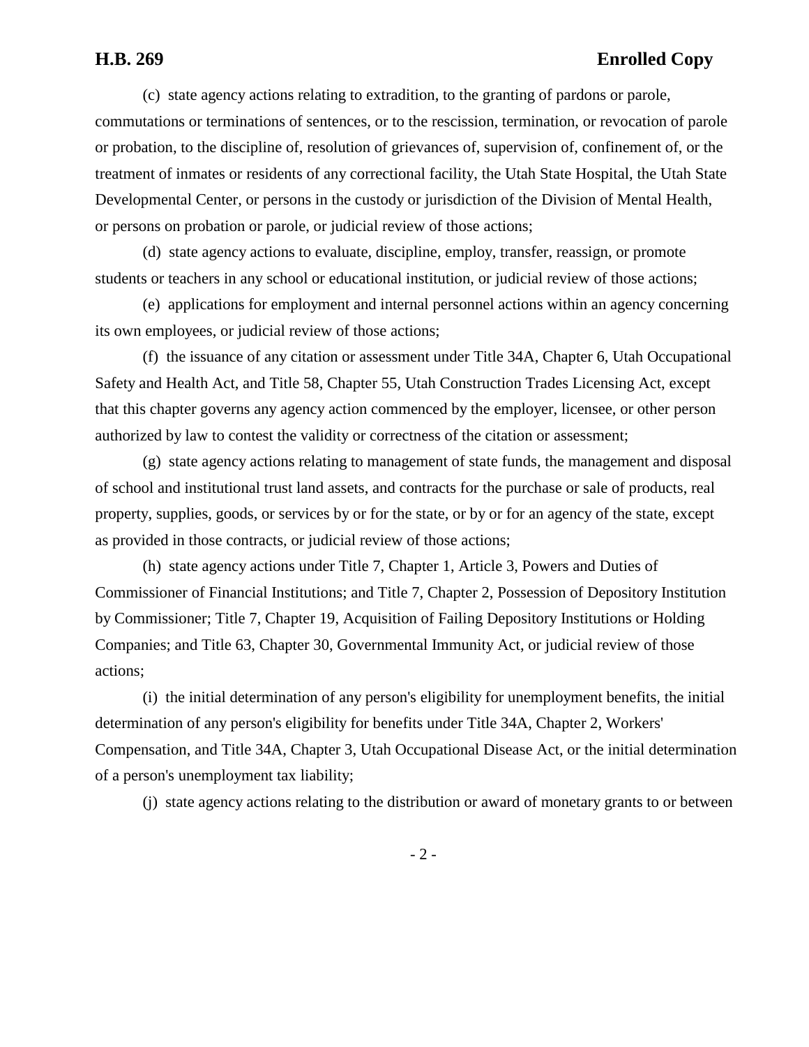(c) state agency actions relating to extradition, to the granting of pardons or parole, commutations or terminations of sentences, or to the rescission, termination, or revocation of parole or probation, to the discipline of, resolution of grievances of, supervision of, confinement of, or the treatment of inmates or residents of any correctional facility, the Utah State Hospital, the Utah State Developmental Center, or persons in the custody or jurisdiction of the Division of Mental Health, or persons on probation or parole, or judicial review of those actions;

(d) state agency actions to evaluate, discipline, employ, transfer, reassign, or promote students or teachers in any school or educational institution, or judicial review of those actions;

(e) applications for employment and internal personnel actions within an agency concerning its own employees, or judicial review of those actions;

(f) the issuance of any citation or assessment under Title 34A, Chapter 6, Utah Occupational Safety and Health Act, and Title 58, Chapter 55, Utah Construction Trades Licensing Act, except that this chapter governs any agency action commenced by the employer, licensee, or other person authorized by law to contest the validity or correctness of the citation or assessment;

(g) state agency actions relating to management of state funds, the management and disposal of school and institutional trust land assets, and contracts for the purchase or sale of products, real property, supplies, goods, or services by or for the state, or by or for an agency of the state, except as provided in those contracts, or judicial review of those actions;

(h) state agency actions under Title 7, Chapter 1, Article 3, Powers and Duties of Commissioner of Financial Institutions; and Title 7, Chapter 2, Possession of Depository Institution by Commissioner; Title 7, Chapter 19, Acquisition of Failing Depository Institutions or Holding Companies; and Title 63, Chapter 30, Governmental Immunity Act, or judicial review of those actions;

(i) the initial determination of any person's eligibility for unemployment benefits, the initial determination of any person's eligibility for benefits under Title 34A, Chapter 2, Workers' Compensation, and Title 34A, Chapter 3, Utah Occupational Disease Act, or the initial determination of a person's unemployment tax liability;

(j) state agency actions relating to the distribution or award of monetary grants to or between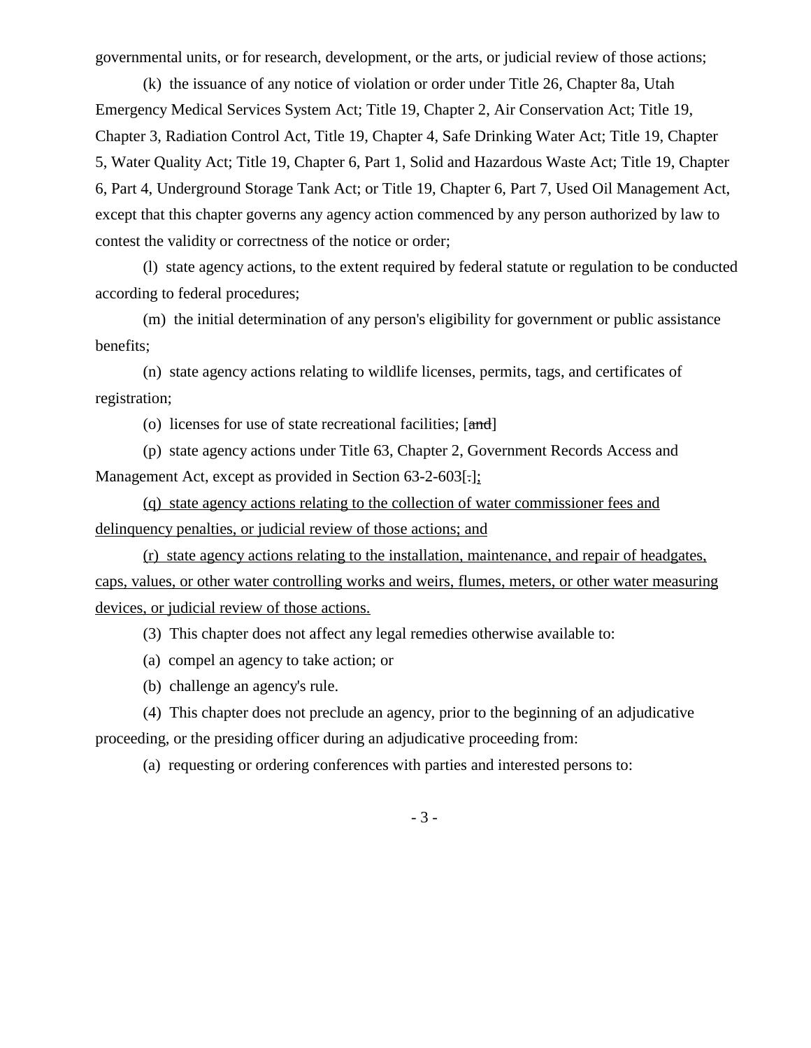governmental units, or for research, development, or the arts, or judicial review of those actions;

(k) the issuance of any notice of violation or order under Title 26, Chapter 8a, Utah Emergency Medical Services System Act; Title 19, Chapter 2, Air Conservation Act; Title 19, Chapter 3, Radiation Control Act, Title 19, Chapter 4, Safe Drinking Water Act; Title 19, Chapter 5, Water Quality Act; Title 19, Chapter 6, Part 1, Solid and Hazardous Waste Act; Title 19, Chapter 6, Part 4, Underground Storage Tank Act; or Title 19, Chapter 6, Part 7, Used Oil Management Act, except that this chapter governs any agency action commenced by any person authorized by law to contest the validity or correctness of the notice or order;

(l) state agency actions, to the extent required by federal statute or regulation to be conducted according to federal procedures;

(m) the initial determination of any person's eligibility for government or public assistance benefits;

(n) state agency actions relating to wildlife licenses, permits, tags, and certificates of registration;

(o) licenses for use of state recreational facilities; [~~and~~]

(p) state agency actions under Title 63, Chapter 2, Government Records Access and Management Act, except as provided in Section 63-2-603[~~.~~]<u>;</u>

<u>(q) state agency actions relating to the collection of water commissioner fees and delinquency penalties, or judicial review of those actions; and</u>

<u>(r) state agency actions relating to the installation, maintenance, and repair of headgates, caps, values, or other water controlling works and weirs, flumes, meters, or other water measuring devices, or judicial review of those actions.</u>

(3) This chapter does not affect any legal remedies otherwise available to:

(a) compel an agency to take action; or

(b) challenge an agency's rule.

(4) This chapter does not preclude an agency, prior to the beginning of an adjudicative proceeding, or the presiding officer during an adjudicative proceeding from:

(a) requesting or ordering conferences with parties and interested persons to: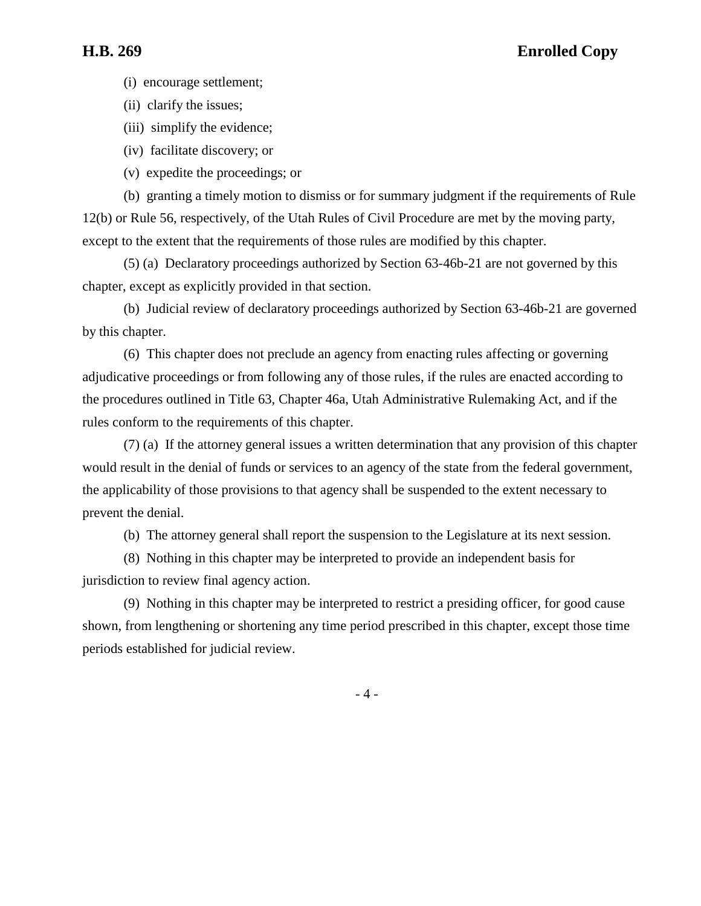(i) encourage settlement;

(ii) clarify the issues;

(iii) simplify the evidence;

(iv) facilitate discovery; or

(v) expedite the proceedings; or

(b) granting a timely motion to dismiss or for summary judgment if the requirements of Rule 12(b) or Rule 56, respectively, of the Utah Rules of Civil Procedure are met by the moving party, except to the extent that the requirements of those rules are modified by this chapter.

(5) (a) Declaratory proceedings authorized by Section 63-46b-21 are not governed by this chapter, except as explicitly provided in that section.

(b) Judicial review of declaratory proceedings authorized by Section 63-46b-21 are governed by this chapter.

(6) This chapter does not preclude an agency from enacting rules affecting or governing adjudicative proceedings or from following any of those rules, if the rules are enacted according to the procedures outlined in Title 63, Chapter 46a, Utah Administrative Rulemaking Act, and if the rules conform to the requirements of this chapter.

(7) (a) If the attorney general issues a written determination that any provision of this chapter would result in the denial of funds or services to an agency of the state from the federal government, the applicability of those provisions to that agency shall be suspended to the extent necessary to prevent the denial.

(b) The attorney general shall report the suspension to the Legislature at its next session.

(8) Nothing in this chapter may be interpreted to provide an independent basis for jurisdiction to review final agency action.

(9) Nothing in this chapter may be interpreted to restrict a presiding officer, for good cause shown, from lengthening or shortening any time period prescribed in this chapter, except those time periods established for judicial review.